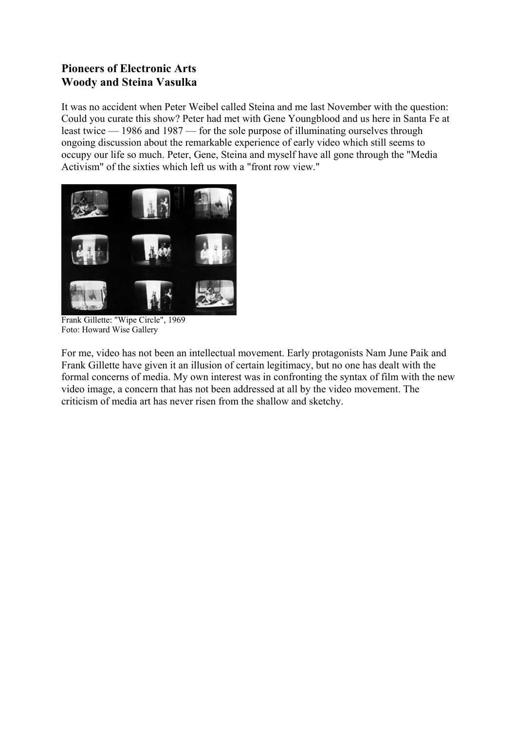**Pioneers of Electronic Arts**
**Woody and Steina Vasulka**

It was no accident when Peter Weibel called Steina and me last November with the question: Could you curate this show? Peter had met with Gene Youngblood and us here in Santa Fe at least twice — 1986 and 1987 — for the sole purpose of illuminating ourselves through ongoing discussion about the remarkable experience of early video which still seems to occupy our life so much. Peter, Gene, Steina and myself have all gone through the "Media Activism" of the sixties which left us with a "front row view."

Frank Gillette: "Wipe Circle", 1969
Foto: Howard Wise Gallery

For me, video has not been an intellectual movement. Early protagonists Nam June Paik and Frank Gillette have given it an illusion of certain legitimacy, but no one has dealt with the formal concerns of media. My own interest was in confronting the syntax of film with the new video image, a concern that has not been addressed at all by the video movement. The criticism of media art has never risen from the shallow and sketchy.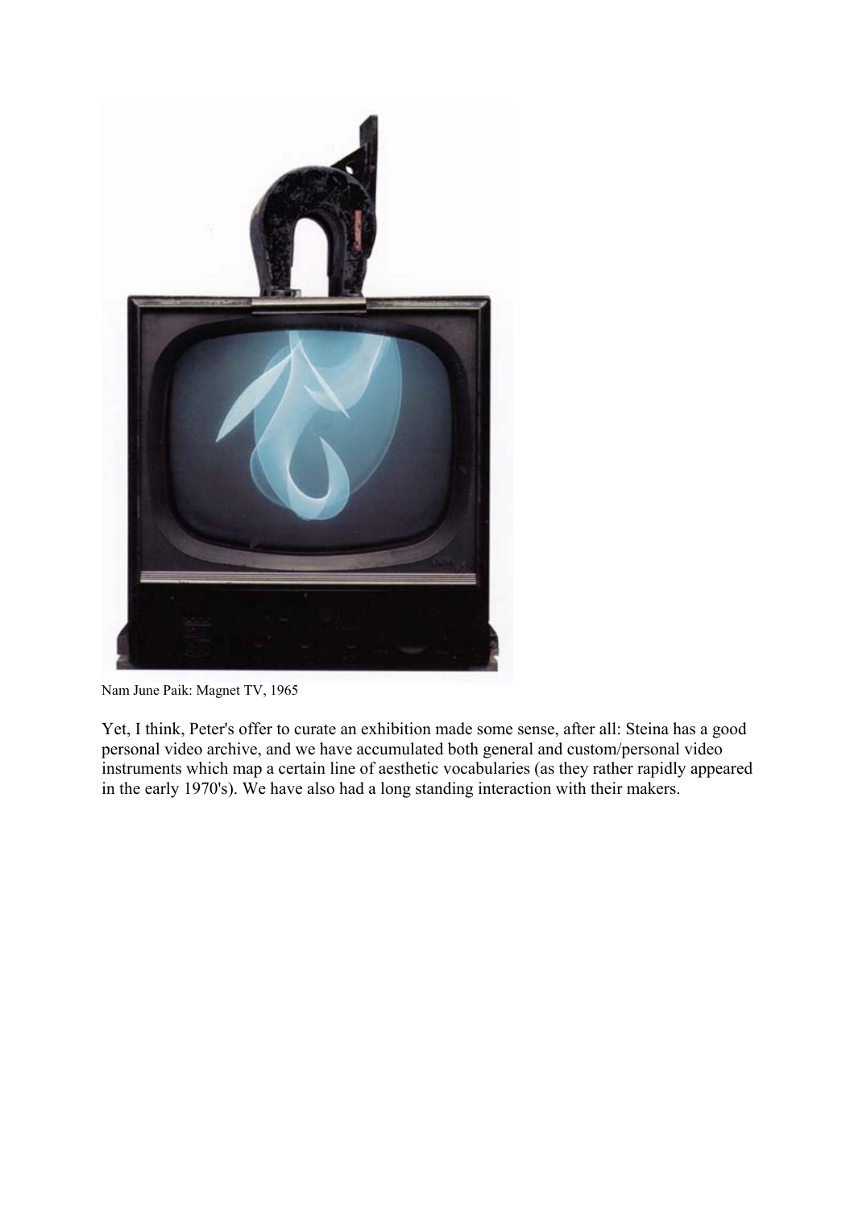Nam June Paik: Magnet TV, 1965

Yet, I think, Peter's offer to curate an exhibition made some sense, after all: Steina has a good personal video archive, and we have accumulated both general and custom/personal video instruments which map a certain line of aesthetic vocabularies (as they rather rapidly appeared in the early 1970's). We have also had a long standing interaction with their makers.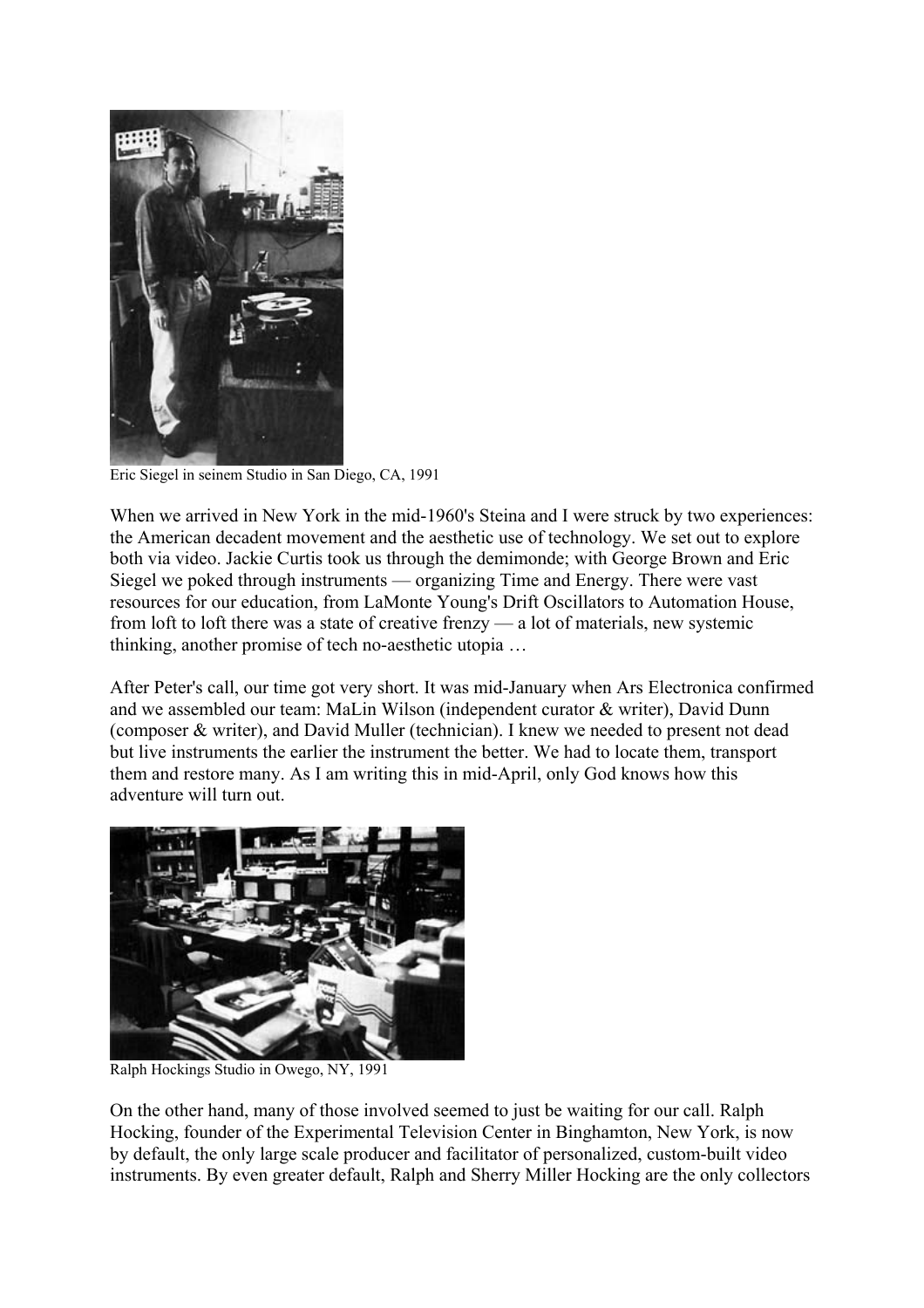Eric Siegel in seinem Studio in San Diego, CA, 1991

When we arrived in New York in the mid-1960's Steina and I were struck by two experiences: the American decadent movement and the aesthetic use of technology. We set out to explore both via video. Jackie Curtis took us through the demimonde; with George Brown and Eric Siegel we poked through instruments — organizing Time and Energy. There were vast resources for our education, from LaMonte Young's Drift Oscillators to Automation House, from loft to loft there was a state of creative frenzy — a lot of materials, new systemic thinking, another promise of tech no-aesthetic utopia …

After Peter's call, our time got very short. It was mid-January when Ars Electronica confirmed and we assembled our team: MaLin Wilson (independent curator & writer), David Dunn (composer & writer), and David Muller (technician). I knew we needed to present not dead but live instruments the earlier the instrument the better. We had to locate them, transport them and restore many. As I am writing this in mid-April, only God knows how this adventure will turn out.

Ralph Hockings Studio in Owego, NY, 1991

On the other hand, many of those involved seemed to just be waiting for our call. Ralph Hocking, founder of the Experimental Television Center in Binghamton, New York, is now by default, the only large scale producer and facilitator of personalized, custom-built video instruments. By even greater default, Ralph and Sherry Miller Hocking are the only collectors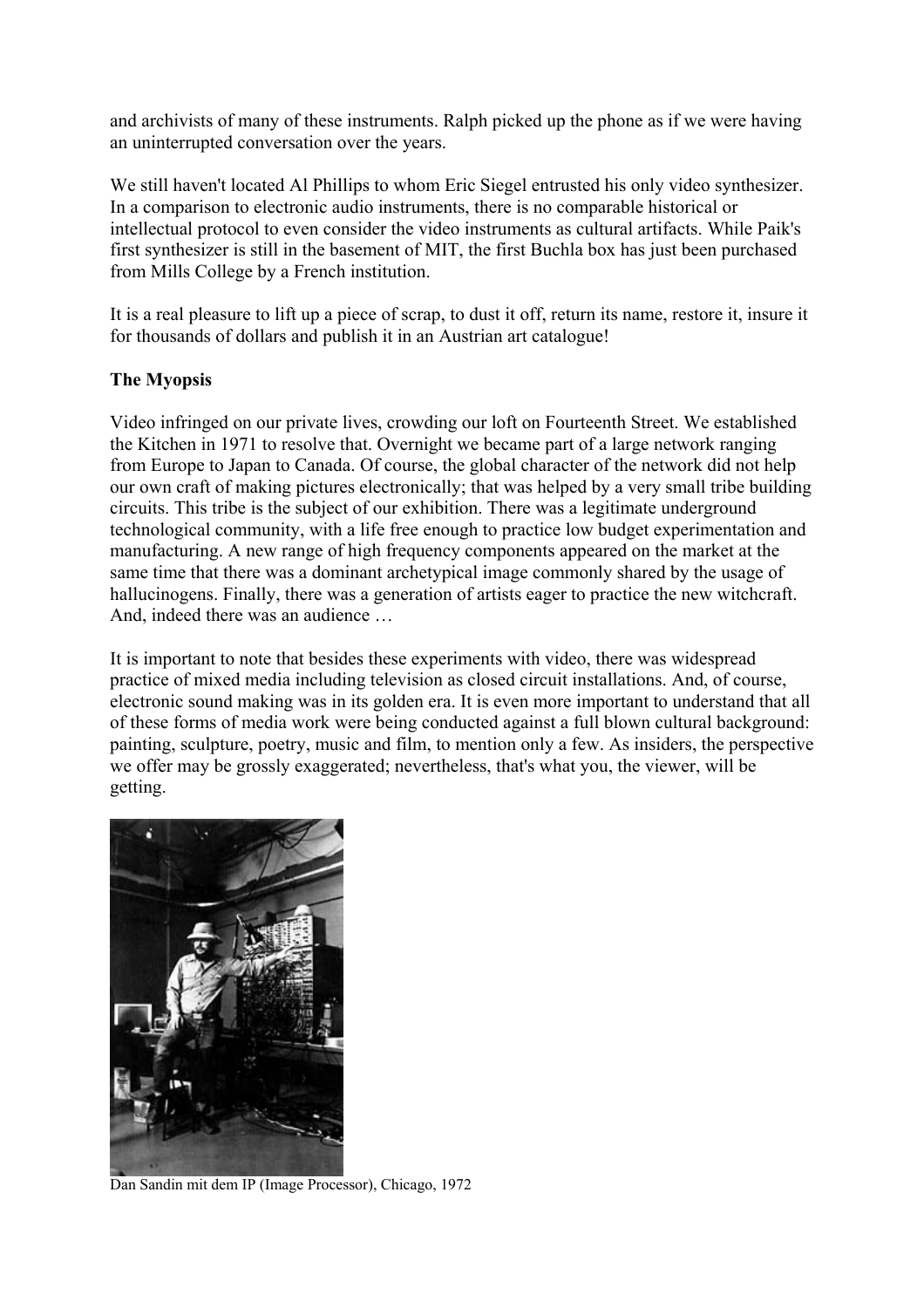and archivists of many of these instruments. Ralph picked up the phone as if we were having an uninterrupted conversation over the years.

We still haven't located Al Phillips to whom Eric Siegel entrusted his only video synthesizer. In a comparison to electronic audio instruments, there is no comparable historical or intellectual protocol to even consider the video instruments as cultural artifacts. While Paik's first synthesizer is still in the basement of MIT, the first Buchla box has just been purchased from Mills College by a French institution.

It is a real pleasure to lift up a piece of scrap, to dust it off, return its name, restore it, insure it for thousands of dollars and publish it in an Austrian art catalogue!

**The Myopsis**

Video infringed on our private lives, crowding our loft on Fourteenth Street. We established the Kitchen in 1971 to resolve that. Overnight we became part of a large network ranging from Europe to Japan to Canada. Of course, the global character of the network did not help our own craft of making pictures electronically; that was helped by a very small tribe building circuits. This tribe is the subject of our exhibition. There was a legitimate underground technological community, with a life free enough to practice low budget experimentation and manufacturing. A new range of high frequency components appeared on the market at the same time that there was a dominant archetypical image commonly shared by the usage of hallucinogens. Finally, there was a generation of artists eager to practice the new witchcraft. And, indeed there was an audience …

It is important to note that besides these experiments with video, there was widespread practice of mixed media including television as closed circuit installations. And, of course, electronic sound making was in its golden era. It is even more important to understand that all of these forms of media work were being conducted against a full blown cultural background: painting, sculpture, poetry, music and film, to mention only a few. As insiders, the perspective we offer may be grossly exaggerated; nevertheless, that's what you, the viewer, will be getting.

Dan Sandin mit dem IP (Image Processor), Chicago, 1972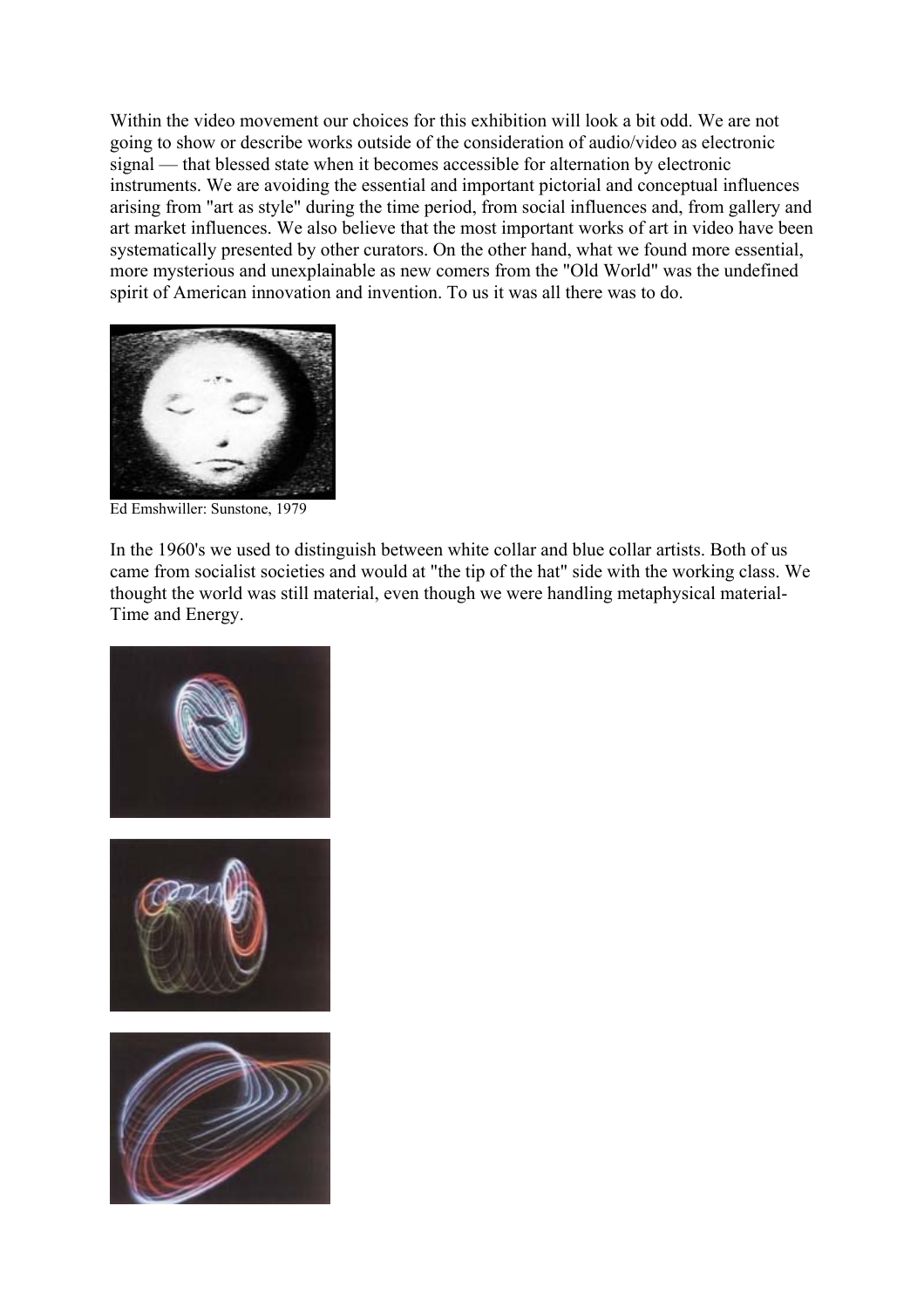Within the video movement our choices for this exhibition will look a bit odd. We are not going to show or describe works outside of the consideration of audio/video as electronic signal — that blessed state when it becomes accessible for alternation by electronic instruments. We are avoiding the essential and important pictorial and conceptual influences arising from "art as style" during the time period, from social influences and, from gallery and art market influences. We also believe that the most important works of art in video have been systematically presented by other curators. On the other hand, what we found more essential, more mysterious and unexplainable as new comers from the "Old World" was the undefined spirit of American innovation and invention. To us it was all there was to do.

Ed Emshwiller: Sunstone, 1979

In the 1960's we used to distinguish between white collar and blue collar artists. Both of us came from socialist societies and would at "the tip of the hat" side with the working class. We thought the world was still material, even though we were handling metaphysical material- Time and Energy.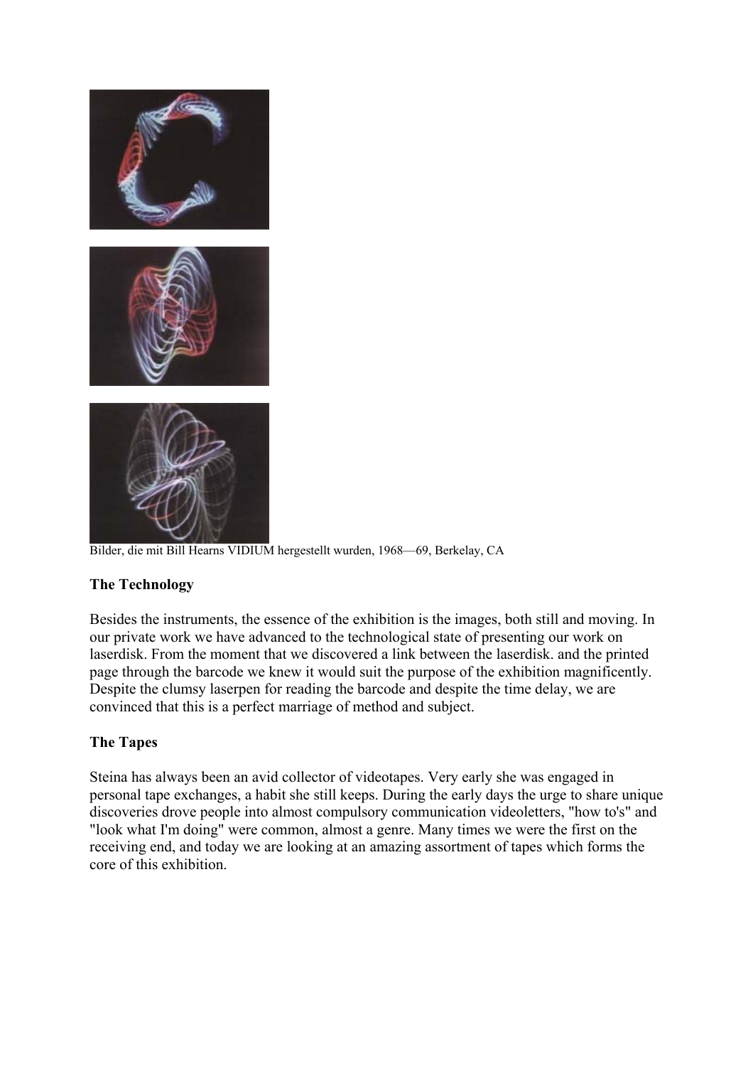Bilder, die mit Bill Hearns VIDIUM hergestellt wurden, 1968—69, Berkelay, CA

### The Technology

Besides the instruments, the essence of the exhibition is the images, both still and moving. In our private work we have advanced to the technological state of presenting our work on laserdisk. From the moment that we discovered a link between the laserdisk. and the printed page through the barcode we knew it would suit the purpose of the exhibition magnificently. Despite the clumsy laserpen for reading the barcode and despite the time delay, we are convinced that this is a perfect marriage of method and subject.

### The Tapes

Steina has always been an avid collector of videotapes. Very early she was engaged in personal tape exchanges, a habit she still keeps. During the early days the urge to share unique discoveries drove people into almost compulsory communication videoletters, "how to's" and "look what I'm doing" were common, almost a genre. Many times we were the first on the receiving end, and today we are looking at an amazing assortment of tapes which forms the core of this exhibition.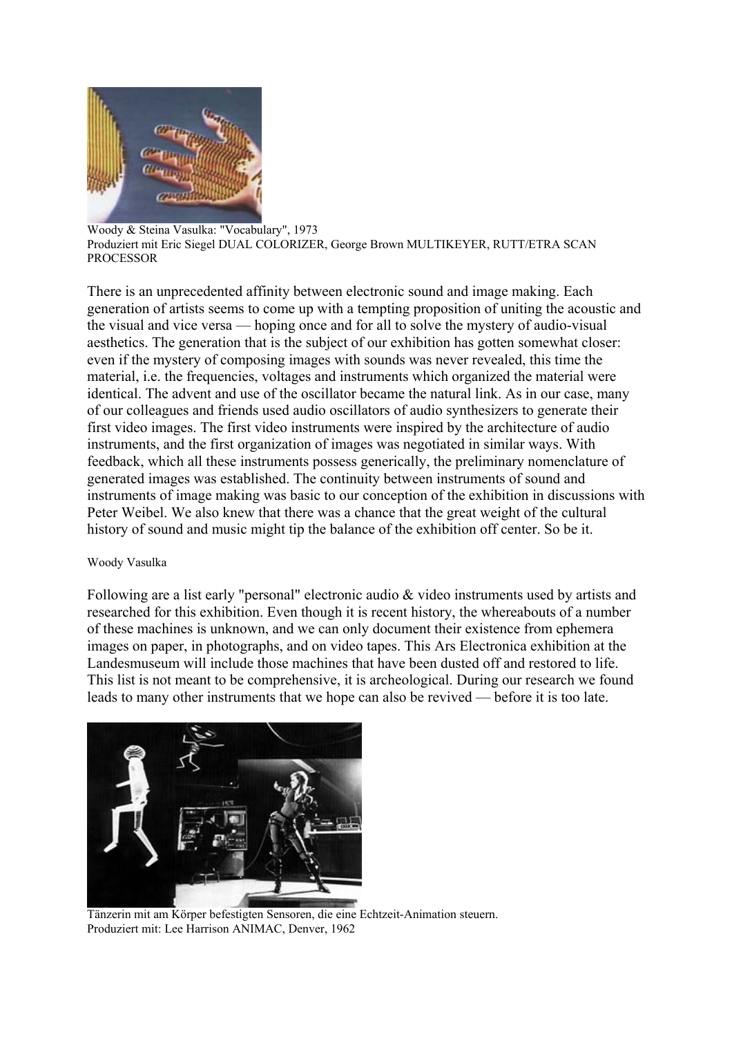Woody & Steina Vasulka: "Vocabulary", 1973
Produziert mit Eric Siegel DUAL COLORIZER, George Brown MULTIKEYER, RUTT/ETRA SCAN PROCESSOR

There is an unprecedented affinity between electronic sound and image making. Each generation of artists seems to come up with a tempting proposition of uniting the acoustic and the visual and vice versa — hoping once and for all to solve the mystery of audio-visual aesthetics. The generation that is the subject of our exhibition has gotten somewhat closer: even if the mystery of composing images with sounds was never revealed, this time the material, i.e. the frequencies, voltages and instruments which organized the material were identical. The advent and use of the oscillator became the natural link. As in our case, many of our colleagues and friends used audio oscillators of audio synthesizers to generate their first video images. The first video instruments were inspired by the architecture of audio instruments, and the first organization of images was negotiated in similar ways. With feedback, which all these instruments possess generically, the preliminary nomenclature of generated images was established. The continuity between instruments of sound and instruments of image making was basic to our conception of the exhibition in discussions with Peter Weibel. We also knew that there was a chance that the great weight of the cultural history of sound and music might tip the balance of the exhibition off center. So be it.

Woody Vasulka

Following are a list early "personal" electronic audio & video instruments used by artists and researched for this exhibition. Even though it is recent history, the whereabouts of a number of these machines is unknown, and we can only document their existence from ephemera images on paper, in photographs, and on video tapes. This Ars Electronica exhibition at the Landesmuseum will include those machines that have been dusted off and restored to life. This list is not meant to be comprehensive, it is archeological. During our research we found leads to many other instruments that we hope can also be revived — before it is too late.

Tänzerin mit am Körper befestigten Sensoren, die eine Echtzeit-Animation steuern.
Produziert mit: Lee Harrison ANIMAC, Denver, 1962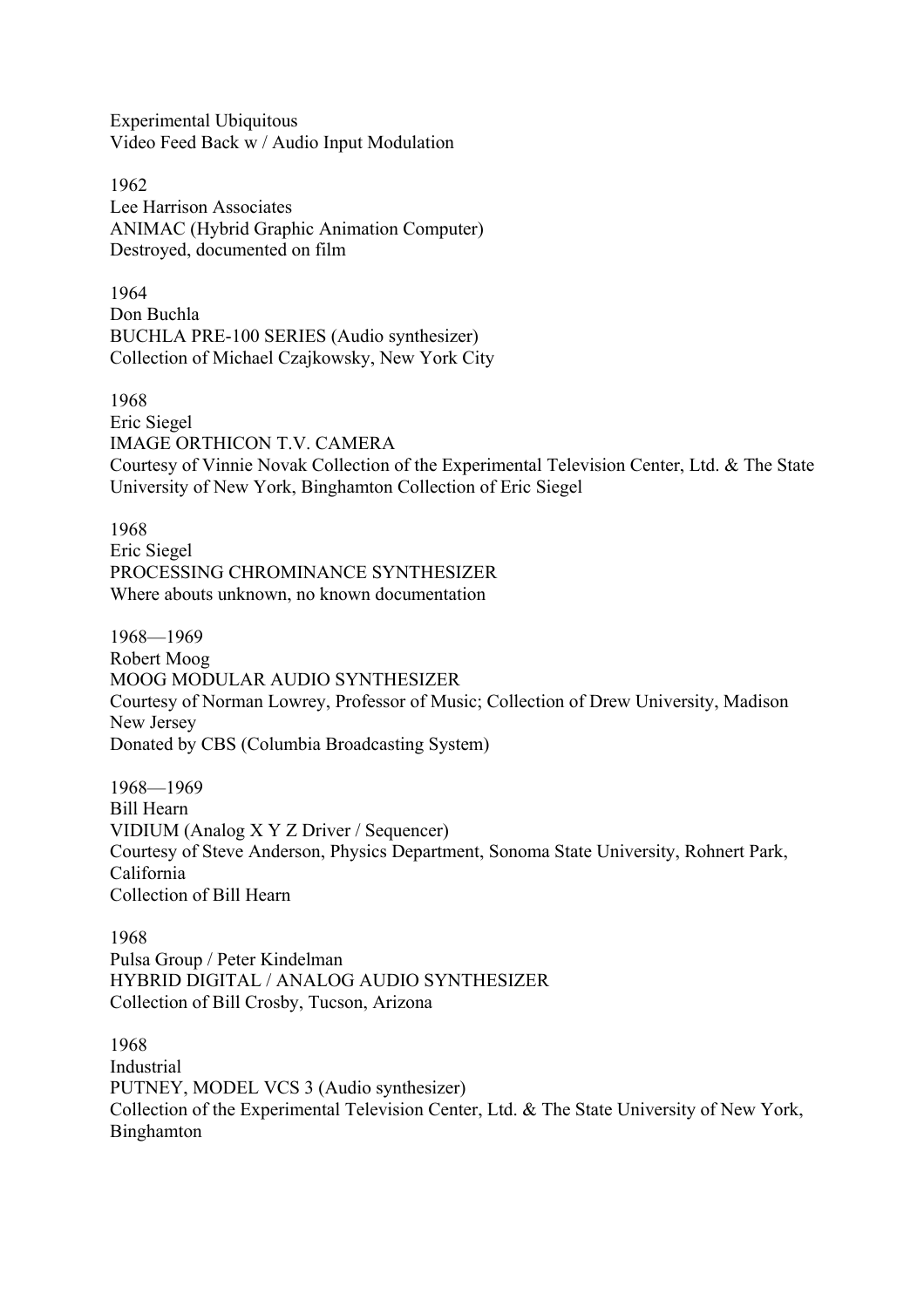Experimental Ubiquitous
Video Feed Back w / Audio Input Modulation

1962
Lee Harrison Associates
ANIMAC (Hybrid Graphic Animation Computer)
Destroyed, documented on film

1964
Don Buchla
BUCHLA PRE-100 SERIES (Audio synthesizer)
Collection of Michael Czajkowsky, New York City

1968
Eric Siegel
IMAGE ORTHICON T.V. CAMERA
Courtesy of Vinnie Novak Collection of the Experimental Television Center, Ltd. & The State University of New York, Binghamton Collection of Eric Siegel

1968
Eric Siegel
PROCESSING CHROMINANCE SYNTHESIZER
Where abouts unknown, no known documentation

1968—1969
Robert Moog
MOOG MODULAR AUDIO SYNTHESIZER
Courtesy of Norman Lowrey, Professor of Music; Collection of Drew University, Madison New Jersey
Donated by CBS (Columbia Broadcasting System)

1968—1969
Bill Hearn
VIDIUM (Analog X Y Z Driver / Sequencer)
Courtesy of Steve Anderson, Physics Department, Sonoma State University, Rohnert Park, California
Collection of Bill Hearn

1968
Pulsa Group / Peter Kindelman
HYBRID DIGITAL / ANALOG AUDIO SYNTHESIZER
Collection of Bill Crosby, Tucson, Arizona

1968
Industrial
PUTNEY, MODEL VCS 3 (Audio synthesizer)
Collection of the Experimental Television Center, Ltd. & The State University of New York, Binghamton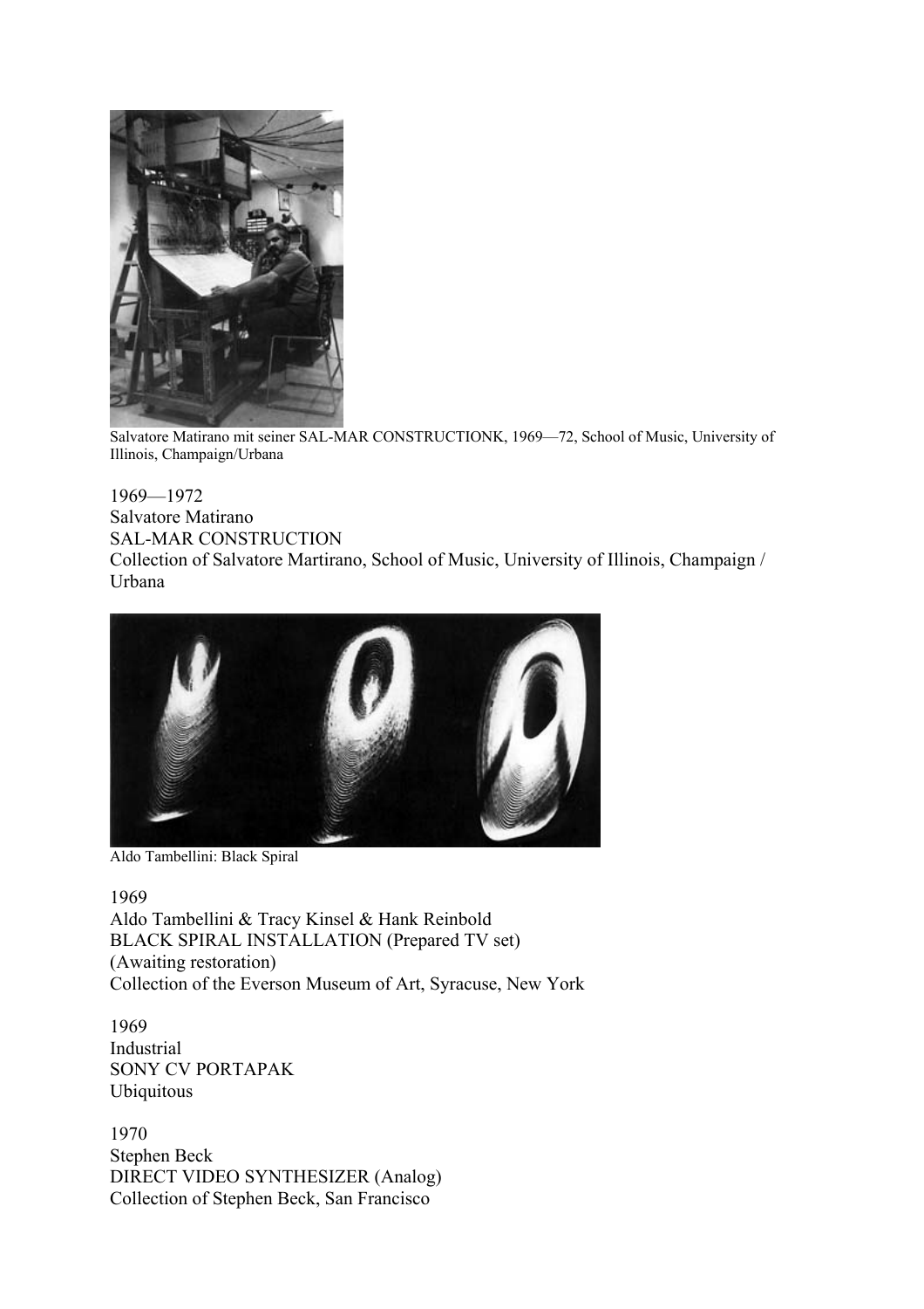Salvatore Matirano mit seiner SAL-MAR CONSTRUCTIONK, 1969—72, School of Music, University of Illinois, Champaign/Urbana

1969—1972
Salvatore Matirano
SAL-MAR CONSTRUCTION
Collection of Salvatore Martirano, School of Music, University of Illinois, Champaign / Urbana

Aldo Tambellini: Black Spiral

1969
Aldo Tambellini & Tracy Kinsel & Hank Reinbold
BLACK SPIRAL INSTALLATION (Prepared TV set)
(Awaiting restoration)
Collection of the Everson Museum of Art, Syracuse, New York

1969
Industrial
SONY CV PORTAPAK
Ubiquitous

1970
Stephen Beck
DIRECT VIDEO SYNTHESIZER (Analog)
Collection of Stephen Beck, San Francisco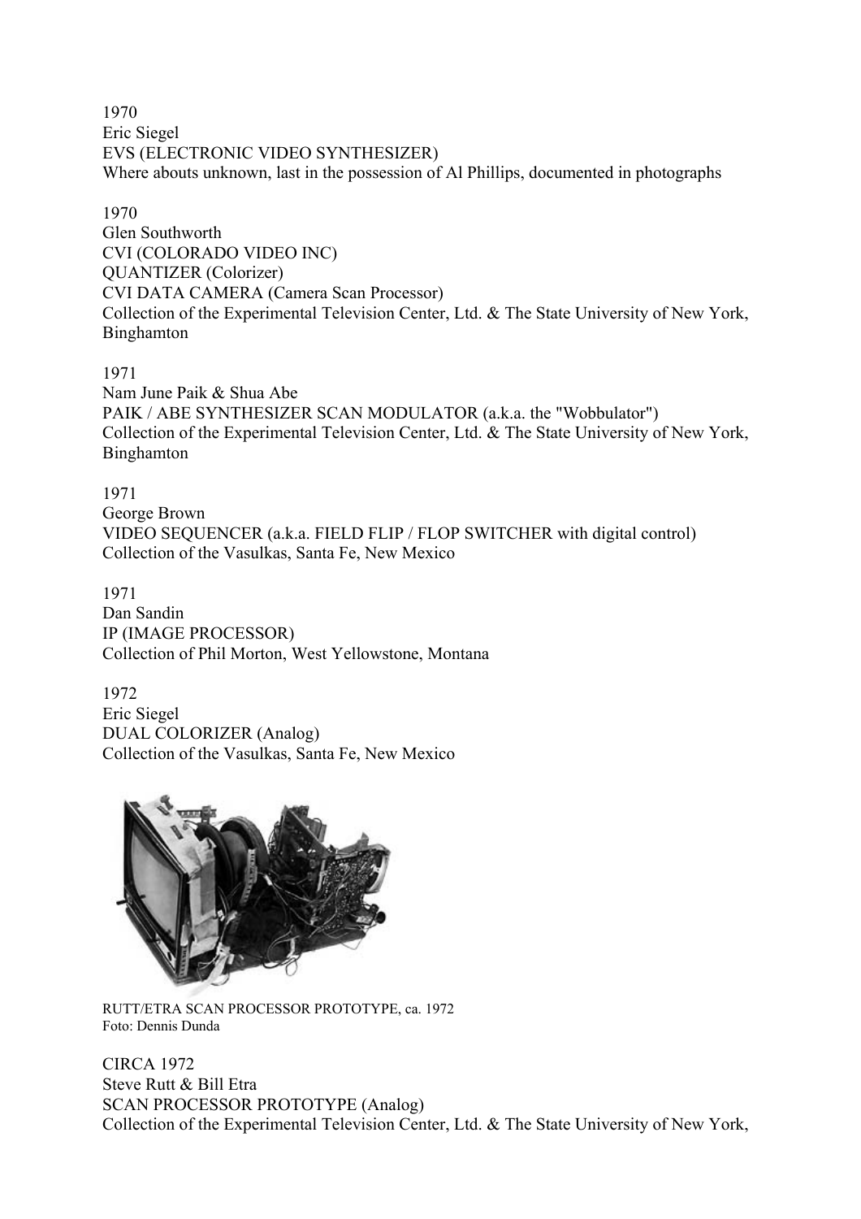1970
Eric Siegel
EVS (ELECTRONIC VIDEO SYNTHESIZER)
Where abouts unknown, last in the possession of Al Phillips, documented in photographs

1970
Glen Southworth
CVI (COLORADO VIDEO INC)
QUANTIZER (Colorizer)
CVI DATA CAMERA (Camera Scan Processor)
Collection of the Experimental Television Center, Ltd. & The State University of New York, Binghamton

1971
Nam June Paik & Shua Abe
PAIK / ABE SYNTHESIZER SCAN MODULATOR (a.k.a. the "Wobbulator")
Collection of the Experimental Television Center, Ltd. & The State University of New York, Binghamton

1971
George Brown
VIDEO SEQUENCER (a.k.a. FIELD FLIP / FLOP SWITCHER with digital control)
Collection of the Vasulkas, Santa Fe, New Mexico

1971
Dan Sandin
IP (IMAGE PROCESSOR)
Collection of Phil Morton, West Yellowstone, Montana

1972
Eric Siegel
DUAL COLORIZER (Analog)
Collection of the Vasulkas, Santa Fe, New Mexico

RUTT/ETRA SCAN PROCESSOR PROTOTYPE, ca. 1972
Foto: Dennis Dunda

CIRCA 1972
Steve Rutt & Bill Etra
SCAN PROCESSOR PROTOTYPE (Analog)
Collection of the Experimental Television Center, Ltd. & The State University of New York,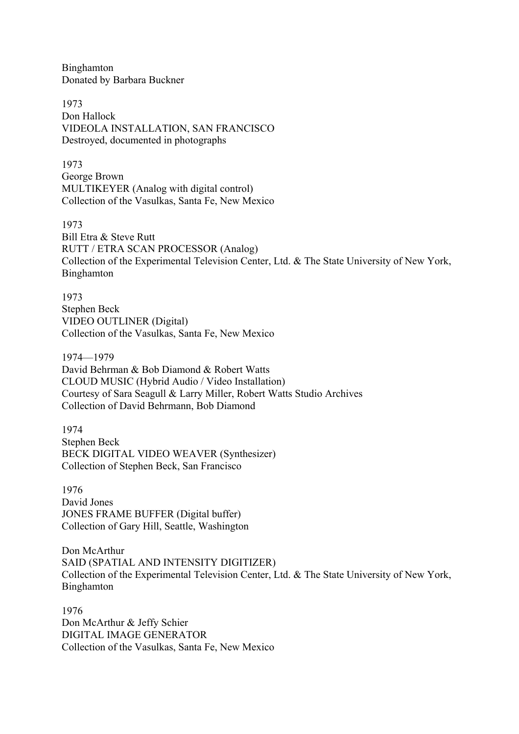Binghamton
Donated by Barbara Buckner

1973
Don Hallock
VIDEOLA INSTALLATION, SAN FRANCISCO
Destroyed, documented in photographs

1973
George Brown
MULTIKEYER (Analog with digital control)
Collection of the Vasulkas, Santa Fe, New Mexico

1973
Bill Etra & Steve Rutt
RUTT / ETRA SCAN PROCESSOR (Analog)
Collection of the Experimental Television Center, Ltd. & The State University of New York, Binghamton

1973
Stephen Beck
VIDEO OUTLINER (Digital)
Collection of the Vasulkas, Santa Fe, New Mexico

1974—1979
David Behrman & Bob Diamond & Robert Watts
CLOUD MUSIC (Hybrid Audio / Video Installation)
Courtesy of Sara Seagull & Larry Miller, Robert Watts Studio Archives
Collection of David Behrmann, Bob Diamond

1974
Stephen Beck
BECK DIGITAL VIDEO WEAVER (Synthesizer)
Collection of Stephen Beck, San Francisco

1976
David Jones
JONES FRAME BUFFER (Digital buffer)
Collection of Gary Hill, Seattle, Washington

Don McArthur
SAID (SPATIAL AND INTENSITY DIGITIZER)
Collection of the Experimental Television Center, Ltd. & The State University of New York, Binghamton

1976
Don McArthur & Jeffy Schier
DIGITAL IMAGE GENERATOR
Collection of the Vasulkas, Santa Fe, New Mexico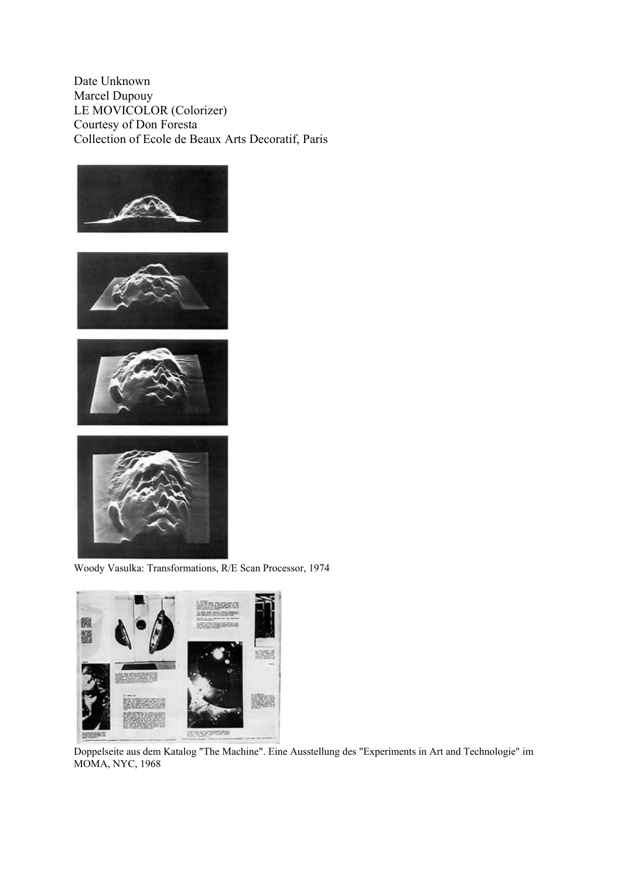Date Unknown
Marcel Dupouy
LE MOVICOLOR (Colorizer)
Courtesy of Don Foresta
Collection of Ecole de Beaux Arts Decoratif, Paris

Woody Vasulka: Transformations, R/E Scan Processor, 1974

Doppelseite aus dem Katalog "The Machine". Eine Ausstellung des "Experiments in Art and Technologie" im MOMA, NYC, 1968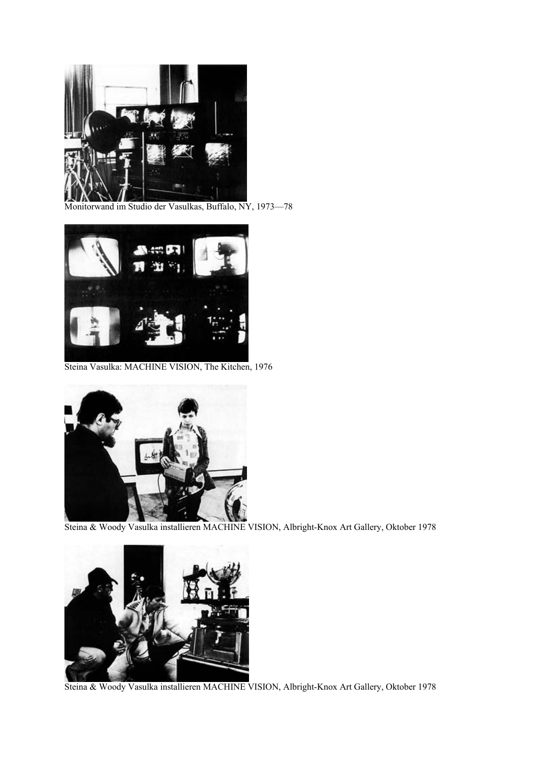Monitorwand im Studio der Vasulkas, Buffalo, NY, 1973—78

Steina Vasulka: MACHINE VISION, The Kitchen, 1976

Steina & Woody Vasulka installieren MACHINE VISION, Albright-Knox Art Gallery, Oktober 1978

Steina & Woody Vasulka installieren MACHINE VISION, Albright-Knox Art Gallery, Oktober 1978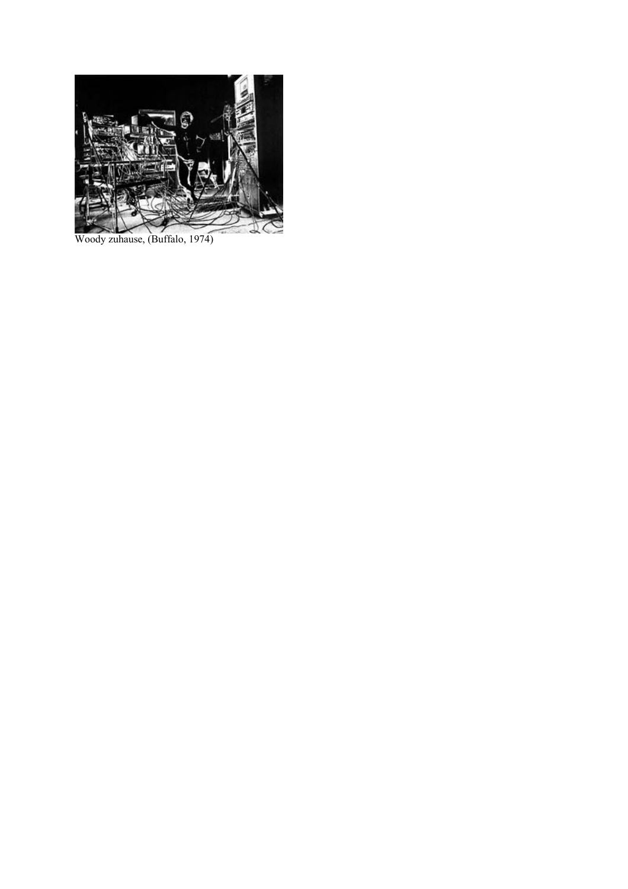Woody zuhause, (Buffalo, 1974)